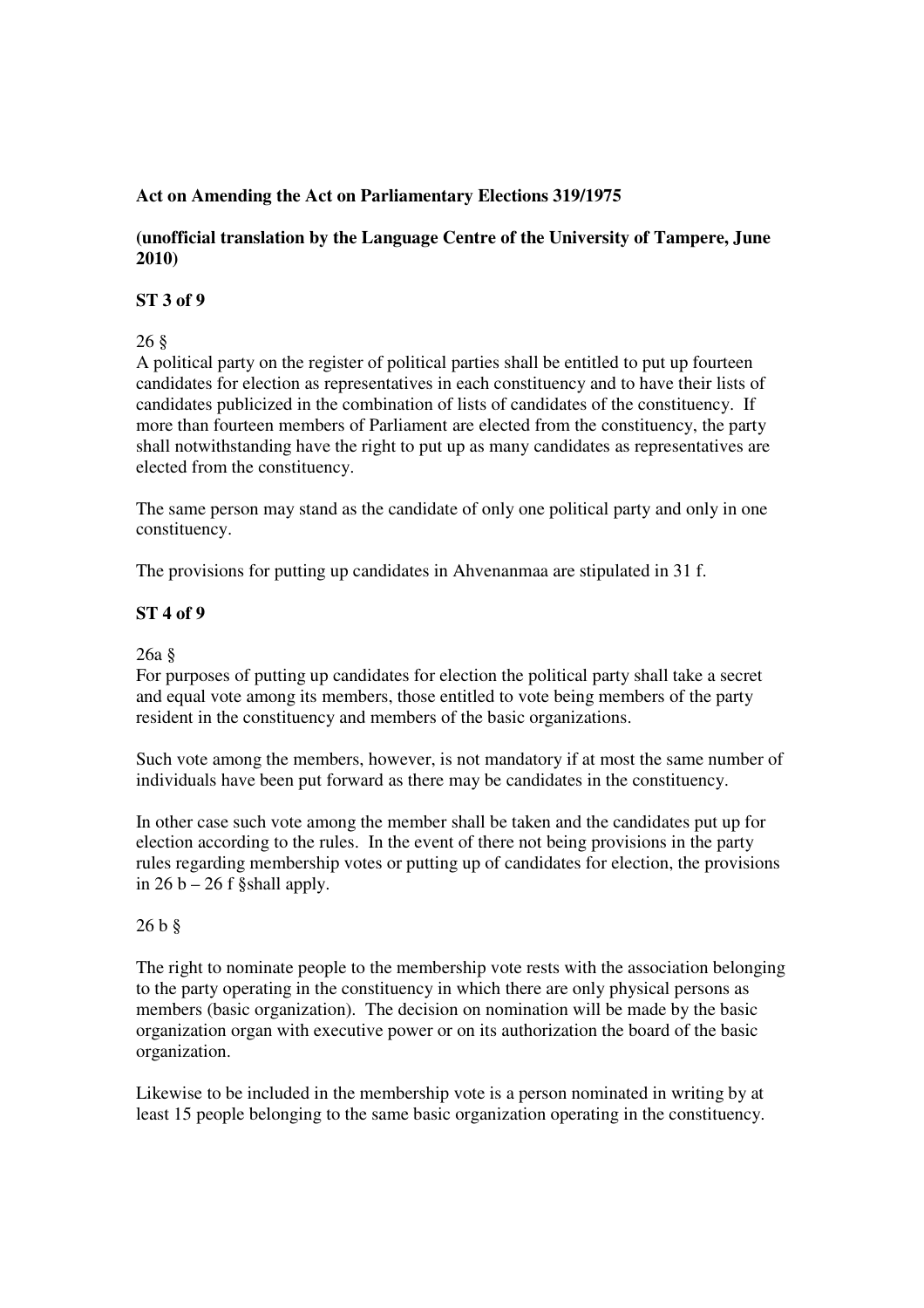**Act on Amending the Act on Parliamentary Elections 319/1975**

**(unofficial translation by the Language Centre of the University of Tampere, June 2010)**

**ST 3 of 9**

26 §

A political party on the register of political parties shall be entitled to put up fourteen candidates for election as representatives in each constituency and to have their lists of candidates publicized in the combination of lists of candidates of the constituency. If more than fourteen members of Parliament are elected from the constituency, the party shall notwithstanding have the right to put up as many candidates as representatives are elected from the constituency.

The same person may stand as the candidate of only one political party and only in one constituency.

The provisions for putting up candidates in Ahvenanmaa are stipulated in 31 f.

**ST 4 of 9**

26a §

For purposes of putting up candidates for election the political party shall take a secret and equal vote among its members, those entitled to vote being members of the party resident in the constituency and members of the basic organizations.

Such vote among the members, however, is not mandatory if at most the same number of individuals have been put forward as there may be candidates in the constituency.

In other case such vote among the member shall be taken and the candidates put up for election according to the rules. In the event of there not being provisions in the party rules regarding membership votes or putting up of candidates for election, the provisions in 26 b – 26 f §shall apply.

26 b §

The right to nominate people to the membership vote rests with the association belonging to the party operating in the constituency in which there are only physical persons as members (basic organization). The decision on nomination will be made by the basic organization organ with executive power or on its authorization the board of the basic organization.

Likewise to be included in the membership vote is a person nominated in writing by at least 15 people belonging to the same basic organization operating in the constituency.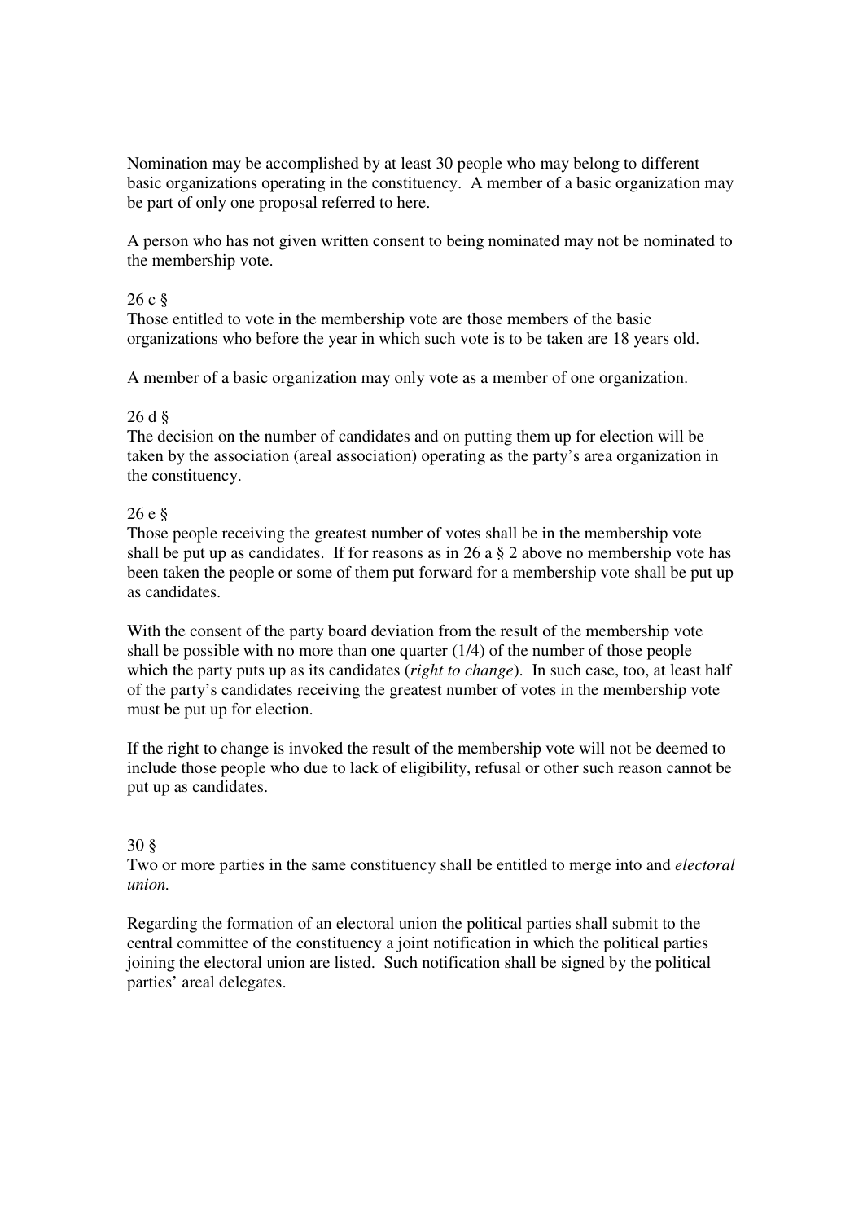Nomination may be accomplished by at least 30 people who may belong to different basic organizations operating in the constituency. A member of a basic organization may be part of only one proposal referred to here.

A person who has not given written consent to being nominated may not be nominated to the membership vote.

26 c §

Those entitled to vote in the membership vote are those members of the basic organizations who before the year in which such vote is to be taken are 18 years old.

A member of a basic organization may only vote as a member of one organization.

26 d §

The decision on the number of candidates and on putting them up for election will be taken by the association (areal association) operating as the party's area organization in the constituency.

26 e §

Those people receiving the greatest number of votes shall be in the membership vote shall be put up as candidates. If for reasons as in 26 a § 2 above no membership vote has been taken the people or some of them put forward for a membership vote shall be put up as candidates.

With the consent of the party board deviation from the result of the membership vote shall be possible with no more than one quarter (1/4) of the number of those people which the party puts up as its candidates (*right to change*). In such case, too, at least half of the party's candidates receiving the greatest number of votes in the membership vote must be put up for election.

If the right to change is invoked the result of the membership vote will not be deemed to include those people who due to lack of eligibility, refusal or other such reason cannot be put up as candidates.

30 §

Two or more parties in the same constituency shall be entitled to merge into and *electoral union.*

Regarding the formation of an electoral union the political parties shall submit to the central committee of the constituency a joint notification in which the political parties joining the electoral union are listed. Such notification shall be signed by the political parties' areal delegates.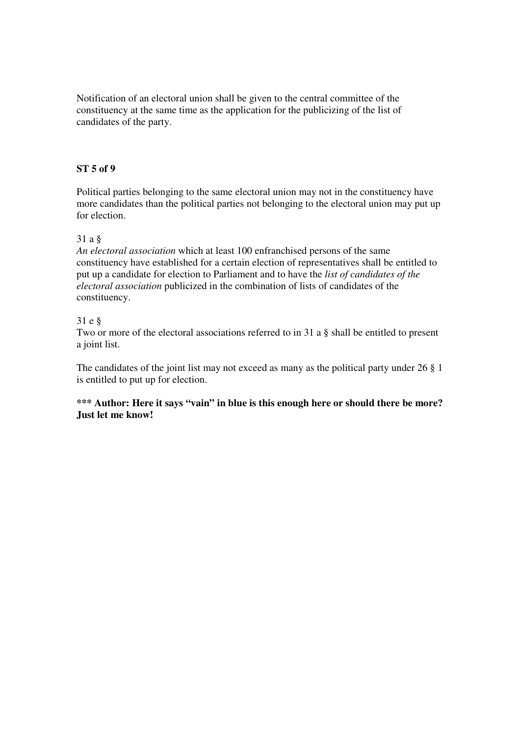Notification of an electoral union shall be given to the central committee of the constituency at the same time as the application for the publicizing of the list of candidates of the party.

**ST 5 of 9**

Political parties belonging to the same electoral union may not in the constituency have more candidates than the political parties not belonging to the electoral union may put up for election.

31 a §
*An electoral association* which at least 100 enfranchised persons of the same constituency have established for a certain election of representatives shall be entitled to put up a candidate for election to Parliament and to have the *list of candidates of the electoral association* publicized in the combination of lists of candidates of the constituency.

31 e §
Two or more of the electoral associations referred to in 31 a § shall be entitled to present a joint list.

The candidates of the joint list may not exceed as many as the political party under 26 § 1 is entitled to put up for election.

**\*\*\* Author: Here it says "vain" in blue is this enough here or should there be more? Just let me know!**